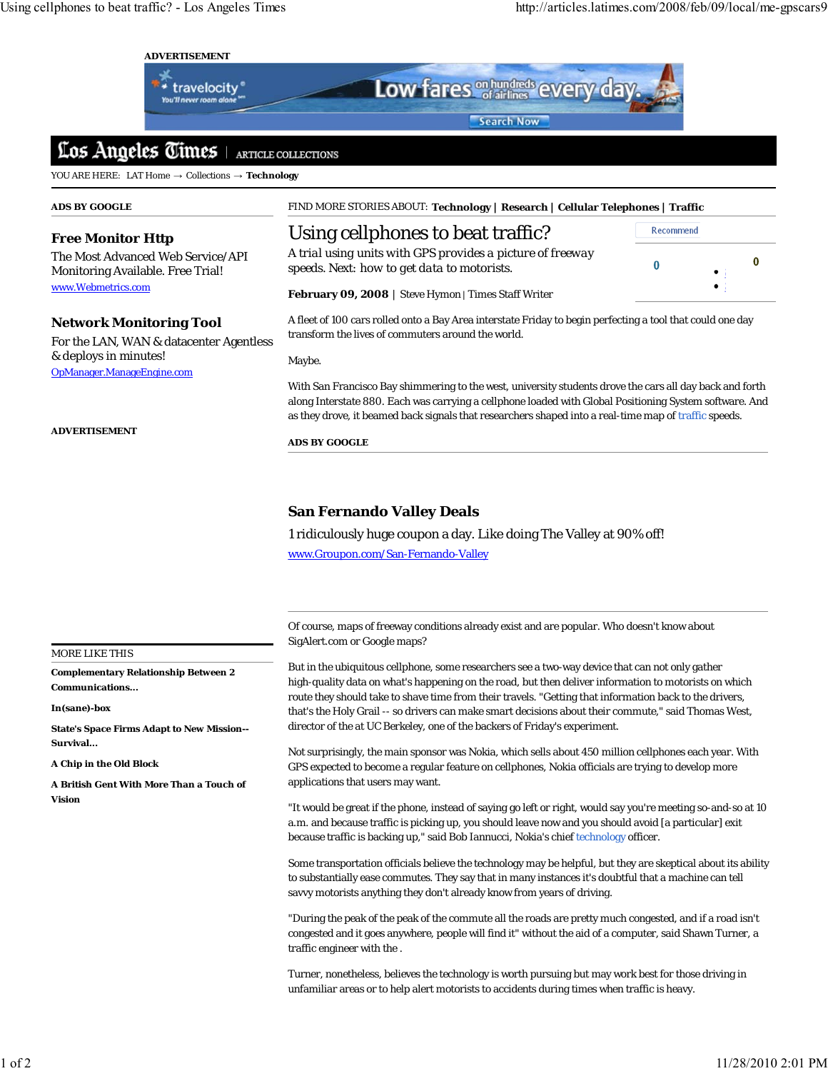# Using cellphones to beat traffic?

A trial using units with GPS provides a picture of freeway speeds. Next: how to get data to motorists.

**February 09, 2008** | Steve Hymon | Times Staff Writer

A fleet of 100 cars rolled onto a Bay Area interstate Friday to begin perfecting a tool that could one day transform the lives of commuters around the world.

Maybe.

With San Francisco Bay shimmering to the west, university students drove the cars all day back and forth along Interstate 880. Each was carrying a cellphone loaded with Global Positioning System software. And as they drove, it beamed back signals that researchers shaped into a real-time map of traffic speeds.

Of course, maps of freeway conditions already exist and are popular. Who doesn't know about SigAlert.com or Google maps?

But in the ubiquitous cellphone, some researchers see a two-way device that can not only gather high-quality data on what's happening on the road, but then deliver information to motorists on which route they should take to shave time from their travels. "Getting that information back to the drivers, that's the Holy Grail -- so drivers can make smart decisions about their commute," said Thomas West, director of the at UC Berkeley, one of the backers of Friday's experiment.

Not surprisingly, the main sponsor was Nokia, which sells about 450 million cellphones each year. With GPS expected to become a regular feature on cellphones, Nokia officials are trying to develop more applications that users may want.

"It would be great if the phone, instead of saying go left or right, would say you're meeting so-and-so at 10 a.m. and because traffic is picking up, you should leave now and you should avoid [a particular] exit because traffic is backing up," said Bob Iannucci, Nokia's chief technology officer.

Some transportation officials believe the technology may be helpful, but they are skeptical about its ability to substantially ease commutes. They say that in many instances it's doubtful that a machine can tell savvy motorists anything they don't already know from years of driving.

"During the peak of the peak of the commute all the roads are pretty much congested, and if a road isn't congested and it goes anywhere, people will find it" without the aid of a computer, said Shawn Turner, a traffic engineer with the .

Turner, nonetheless, believes the technology is worth pursuing but may work best for those driving in unfamiliar areas or to help alert motorists to accidents during times when traffic is heavy.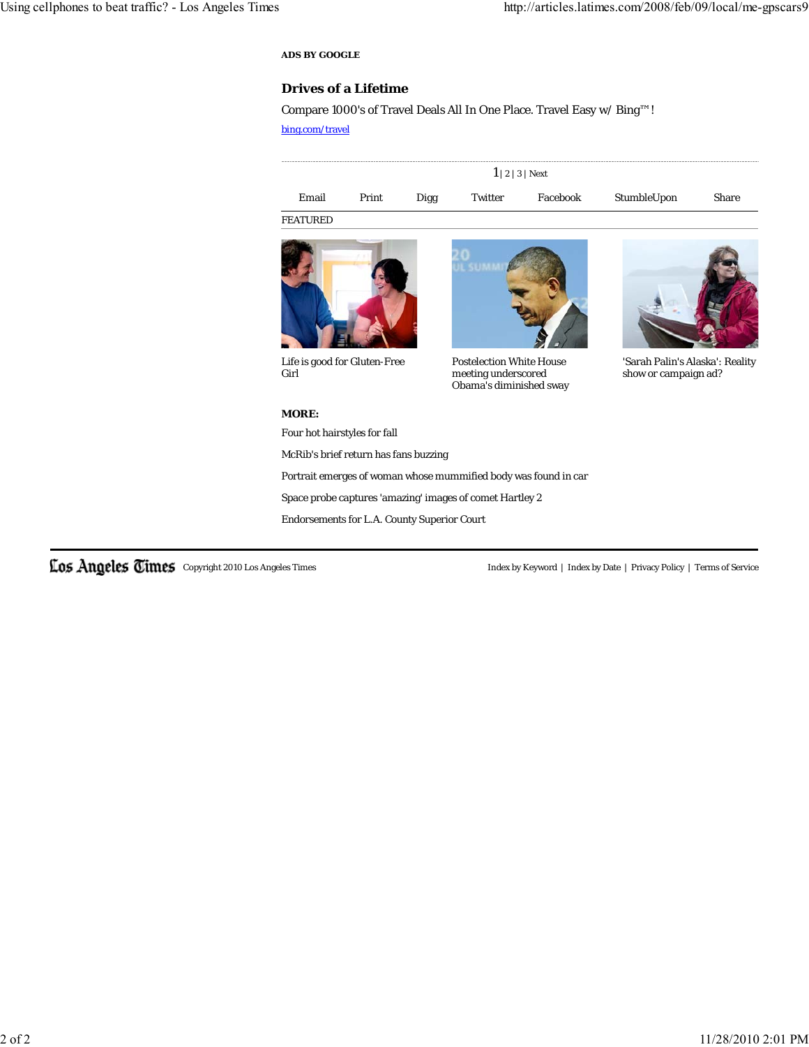**ADS BY GOOGLE**

### Drives of a Lifetime

Compare 1000's of Travel Deals All In One Place. Travel Easy w/ Bing™!

bing.com/travel

1 | 2 | 3 | Next

Email Print Digg Twitter Facebook StumbleUpon Share

FEATURED

Life is good for Gluten-Free Girl

Postelection White House meeting underscored Obama's diminished sway

'Sarah Palin's Alaska': Reality show or campaign ad?

**MORE:**

Four hot hairstyles for fall

McRib's brief return has fans buzzing

Portrait emerges of woman whose mummified body was found in car

Space probe captures 'amazing' images of comet Hartley 2

Endorsements for L.A. County Superior Court

Los Angeles Times Copyright 2010 Los Angeles Times

Index by Keyword | Index by Date | Privacy Policy | Terms of Service